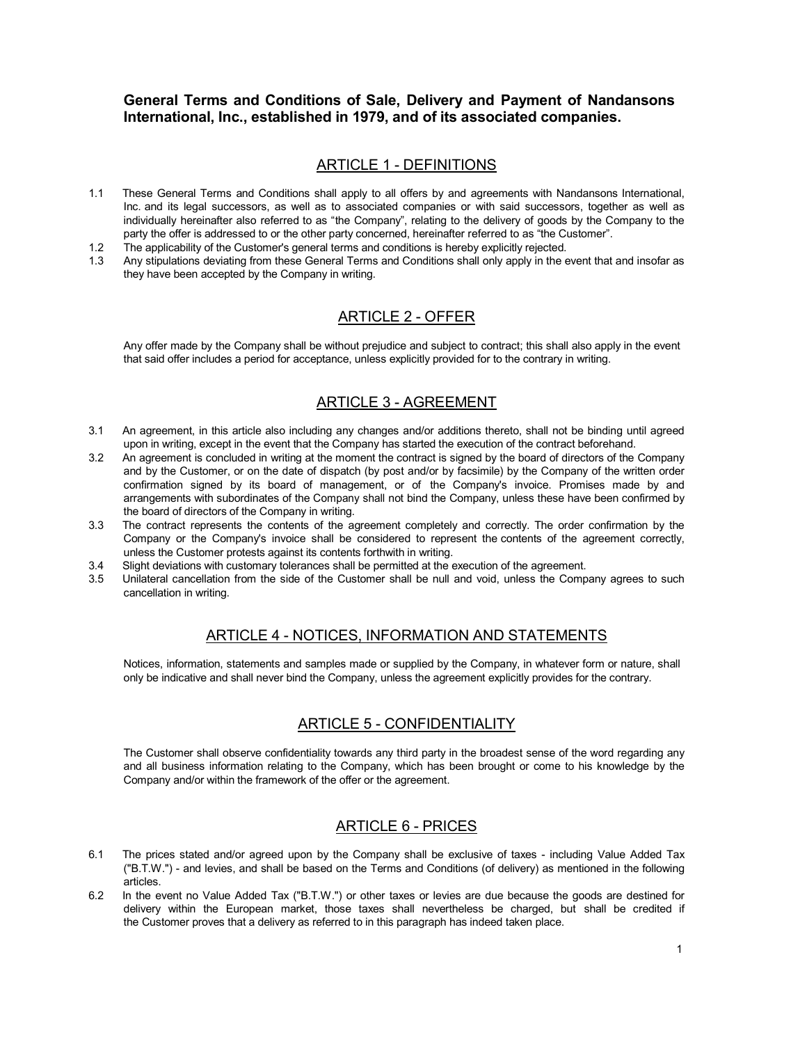# General Terms and Conditions of Sale, Delivery and Payment of Nandansons International, Inc., established in 1979, and of its associated companies.

## ARTICLE 1 - DEFINITIONS

1.1 These General Terms and Conditions shall apply to all offers by and agreements with Nandansons International, Inc. and its legal successors, as well as to associated companies or with said successors, together as well as individually hereinafter also referred to as “the Company”, relating to the delivery of goods by the Company to the party the offer is addressed to or the other party concerned, hereinafter referred to as “the Customer”.

1.2 The applicability of the Customer's general terms and conditions is hereby explicitly rejected.

1.3 Any stipulations deviating from these General Terms and Conditions shall only apply in the event that and insofar as they have been accepted by the Company in writing.

## ARTICLE 2 - OFFER

Any offer made by the Company shall be without prejudice and subject to contract; this shall also apply in the event that said offer includes a period for acceptance, unless explicitly provided for to the contrary in writing.

## ARTICLE 3 - AGREEMENT

3.1 An agreement, in this article also including any changes and/or additions thereto, shall not be binding until agreed upon in writing, except in the event that the Company has started the execution of the contract beforehand.

3.2 An agreement is concluded in writing at the moment the contract is signed by the board of directors of the Company and by the Customer, or on the date of dispatch (by post and/or by facsimile) by the Company of the written order confirmation signed by its board of management, or of the Company's invoice. Promises made by and arrangements with subordinates of the Company shall not bind the Company, unless these have been confirmed by the board of directors of the Company in writing.

3.3 The contract represents the contents of the agreement completely and correctly. The order confirmation by the Company or the Company's invoice shall be considered to represent the contents of the agreement correctly, unless the Customer protests against its contents forthwith in writing.

3.4 Slight deviations with customary tolerances shall be permitted at the execution of the agreement.

3.5 Unilateral cancellation from the side of the Customer shall be null and void, unless the Company agrees to such cancellation in writing.

## ARTICLE 4 - NOTICES, INFORMATION AND STATEMENTS

Notices, information, statements and samples made or supplied by the Company, in whatever form or nature, shall only be indicative and shall never bind the Company, unless the agreement explicitly provides for the contrary.

## ARTICLE 5 - CONFIDENTIALITY

The Customer shall observe confidentiality towards any third party in the broadest sense of the word regarding any and all business information relating to the Company, which has been brought or come to his knowledge by the Company and/or within the framework of the offer or the agreement.

## ARTICLE 6 - PRICES

6.1 The prices stated and/or agreed upon by the Company shall be exclusive of taxes - including Value Added Tax ("B.T.W.") - and levies, and shall be based on the Terms and Conditions (of delivery) as mentioned in the following articles.

6.2 In the event no Value Added Tax ("B.T.W.") or other taxes or levies are due because the goods are destined for delivery within the European market, those taxes shall nevertheless be charged, but shall be credited if the Customer proves that a delivery as referred to in this paragraph has indeed taken place.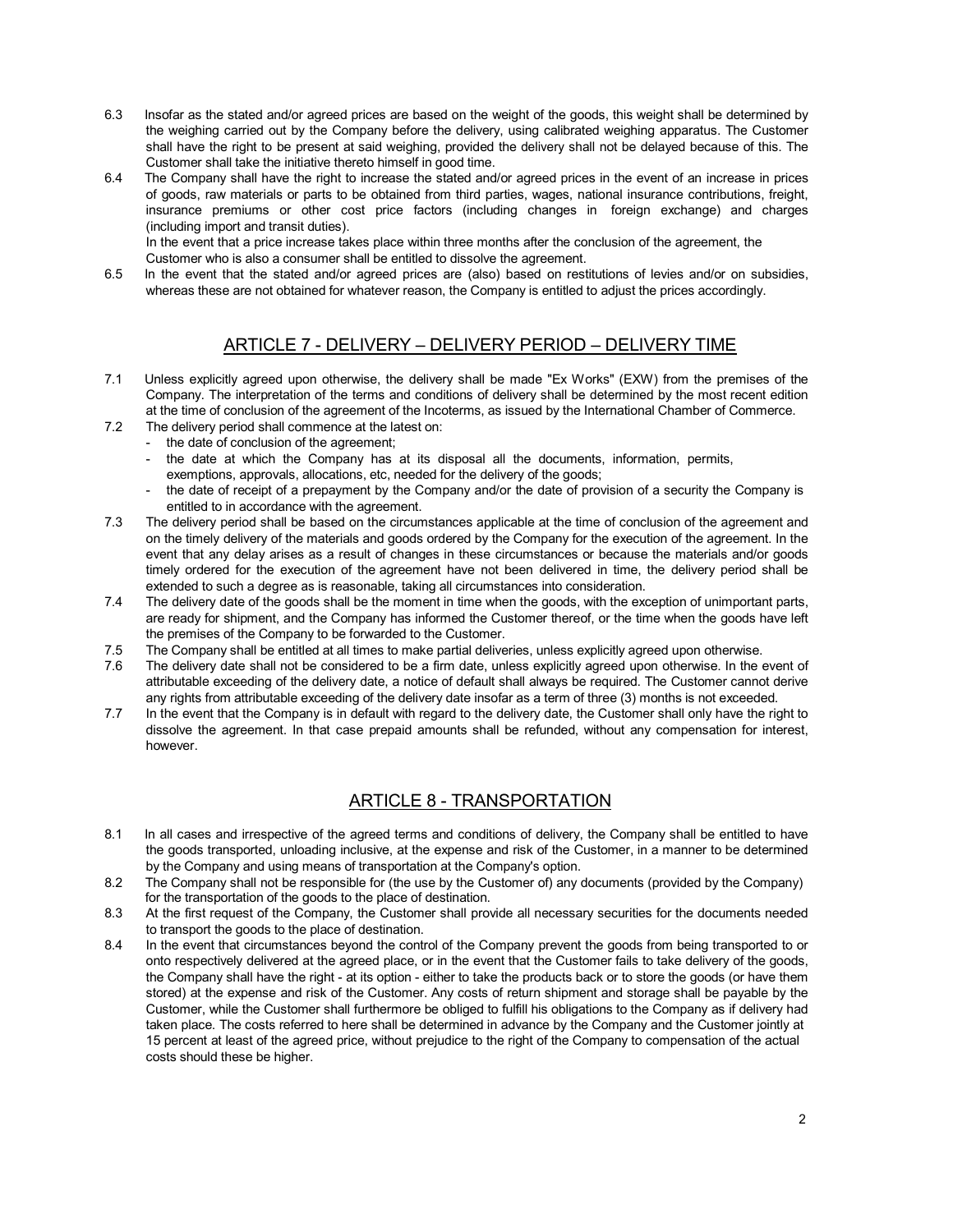6.3 Insofar as the stated and/or agreed prices are based on the weight of the goods, this weight shall be determined by the weighing carried out by the Company before the delivery, using calibrated weighing apparatus. The Customer shall have the right to be present at said weighing, provided the delivery shall not be delayed because of this. The Customer shall take the initiative thereto himself in good time.

6.4 The Company shall have the right to increase the stated and/or agreed prices in the event of an increase in prices of goods, raw materials or parts to be obtained from third parties, wages, national insurance contributions, freight, insurance premiums or other cost price factors (including changes in foreign exchange) and charges (including import and transit duties).
In the event that a price increase takes place within three months after the conclusion of the agreement, the Customer who is also a consumer shall be entitled to dissolve the agreement.

6.5 In the event that the stated and/or agreed prices are (also) based on restitutions of levies and/or on subsidies, whereas these are not obtained for whatever reason, the Company is entitled to adjust the prices accordingly.

## ARTICLE 7 - DELIVERY – DELIVERY PERIOD – DELIVERY TIME

7.1 Unless explicitly agreed upon otherwise, the delivery shall be made "Ex Works" (EXW) from the premises of the Company. The interpretation of the terms and conditions of delivery shall be determined by the most recent edition at the time of conclusion of the agreement of the Incoterms, as issued by the International Chamber of Commerce.

7.2 The delivery period shall commence at the latest on:
- the date of conclusion of the agreement;
- the date at which the Company has at its disposal all the documents, information, permits, exemptions, approvals, allocations, etc, needed for the delivery of the goods;
- the date of receipt of a prepayment by the Company and/or the date of provision of a security the Company is entitled to in accordance with the agreement.

7.3 The delivery period shall be based on the circumstances applicable at the time of conclusion of the agreement and on the timely delivery of the materials and goods ordered by the Company for the execution of the agreement. In the event that any delay arises as a result of changes in these circumstances or because the materials and/or goods timely ordered for the execution of the agreement have not been delivered in time, the delivery period shall be extended to such a degree as is reasonable, taking all circumstances into consideration.

7.4 The delivery date of the goods shall be the moment in time when the goods, with the exception of unimportant parts, are ready for shipment, and the Company has informed the Customer thereof, or the time when the goods have left the premises of the Company to be forwarded to the Customer.

7.5 The Company shall be entitled at all times to make partial deliveries, unless explicitly agreed upon otherwise.

7.6 The delivery date shall not be considered to be a firm date, unless explicitly agreed upon otherwise. In the event of attributable exceeding of the delivery date, a notice of default shall always be required. The Customer cannot derive any rights from attributable exceeding of the delivery date insofar as a term of three (3) months is not exceeded.

7.7 In the event that the Company is in default with regard to the delivery date, the Customer shall only have the right to dissolve the agreement. In that case prepaid amounts shall be refunded, without any compensation for interest, however.

## ARTICLE 8 - TRANSPORTATION

8.1 In all cases and irrespective of the agreed terms and conditions of delivery, the Company shall be entitled to have the goods transported, unloading inclusive, at the expense and risk of the Customer, in a manner to be determined by the Company and using means of transportation at the Company's option.

8.2 The Company shall not be responsible for (the use by the Customer of) any documents (provided by the Company) for the transportation of the goods to the place of destination.

8.3 At the first request of the Company, the Customer shall provide all necessary securities for the documents needed to transport the goods to the place of destination.

8.4 In the event that circumstances beyond the control of the Company prevent the goods from being transported to or onto respectively delivered at the agreed place, or in the event that the Customer fails to take delivery of the goods, the Company shall have the right - at its option - either to take the products back or to store the goods (or have them stored) at the expense and risk of the Customer. Any costs of return shipment and storage shall be payable by the Customer, while the Customer shall furthermore be obliged to fulfill his obligations to the Company as if delivery had taken place. The costs referred to here shall be determined in advance by the Company and the Customer jointly at 15 percent at least of the agreed price, without prejudice to the right of the Company to compensation of the actual costs should these be higher.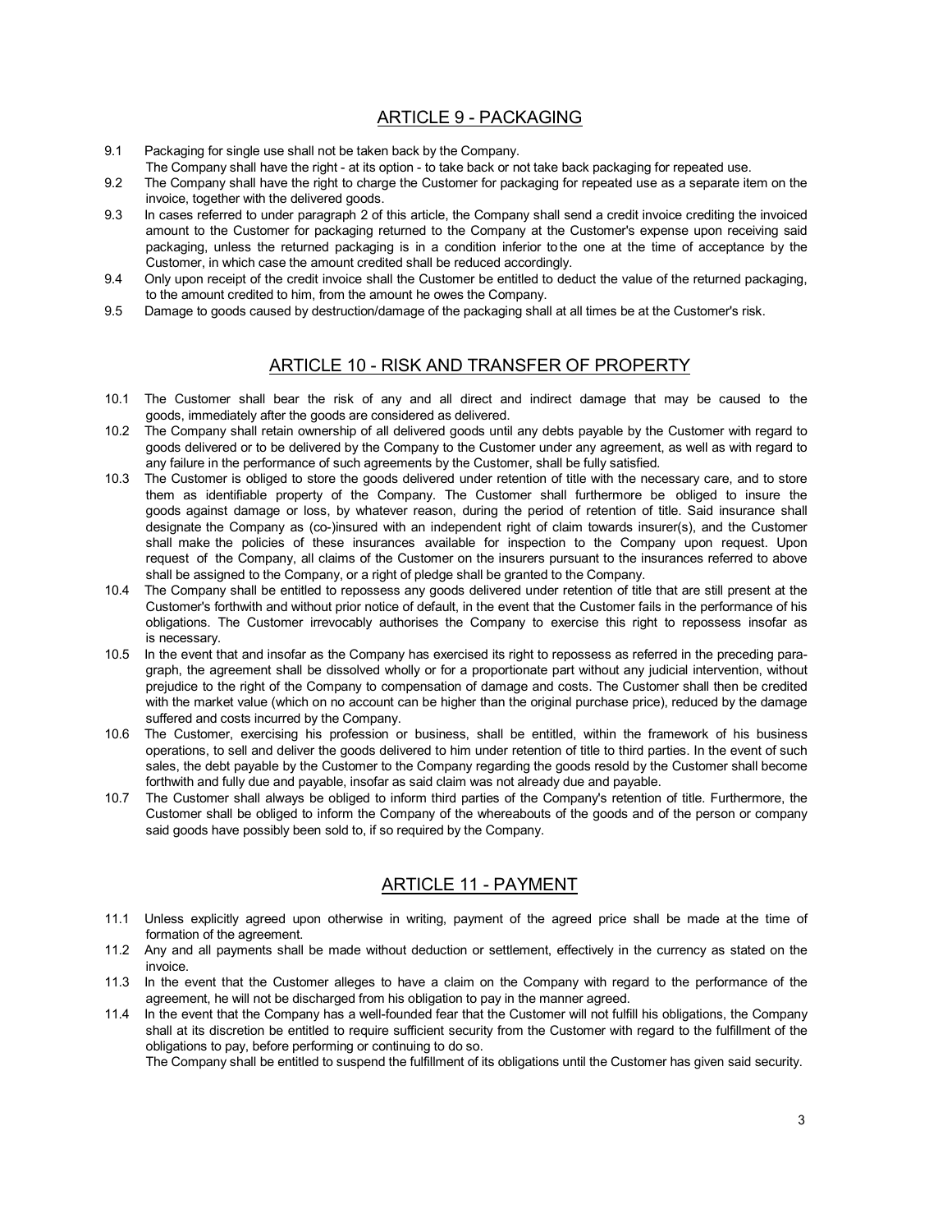## ARTICLE 9 - PACKAGING

9.1 Packaging for single use shall not be taken back by the Company.
The Company shall have the right - at its option - to take back or not take back packaging for repeated use.

9.2 The Company shall have the right to charge the Customer for packaging for repeated use as a separate item on the invoice, together with the delivered goods.

9.3 In cases referred to under paragraph 2 of this article, the Company shall send a credit invoice crediting the invoiced amount to the Customer for packaging returned to the Company at the Customer's expense upon receiving said packaging, unless the returned packaging is in a condition inferior to the one at the time of acceptance by the Customer, in which case the amount credited shall be reduced accordingly.

9.4 Only upon receipt of the credit invoice shall the Customer be entitled to deduct the value of the returned packaging, to the amount credited to him, from the amount he owes the Company.

9.5 Damage to goods caused by destruction/damage of the packaging shall at all times be at the Customer's risk.

## ARTICLE 10 - RISK AND TRANSFER OF PROPERTY

10.1 The Customer shall bear the risk of any and all direct and indirect damage that may be caused to the goods, immediately after the goods are considered as delivered.

10.2 The Company shall retain ownership of all delivered goods until any debts payable by the Customer with regard to goods delivered or to be delivered by the Company to the Customer under any agreement, as well as with regard to any failure in the performance of such agreements by the Customer, shall be fully satisfied.

10.3 The Customer is obliged to store the goods delivered under retention of title with the necessary care, and to store them as identifiable property of the Company. The Customer shall furthermore be obliged to insure the goods against damage or loss, by whatever reason, during the period of retention of title. Said insurance shall designate the Company as (co-)insured with an independent right of claim towards insurer(s), and the Customer shall make the policies of these insurances available for inspection to the Company upon request. Upon request of the Company, all claims of the Customer on the insurers pursuant to the insurances referred to above shall be assigned to the Company, or a right of pledge shall be granted to the Company.

10.4 The Company shall be entitled to repossess any goods delivered under retention of title that are still present at the Customer's forthwith and without prior notice of default, in the event that the Customer fails in the performance of his obligations. The Customer irrevocably authorises the Company to exercise this right to repossess insofar as is necessary.

10.5 In the event that and insofar as the Company has exercised its right to repossess as referred in the preceding paragraph, the agreement shall be dissolved wholly or for a proportionate part without any judicial intervention, without prejudice to the right of the Company to compensation of damage and costs. The Customer shall then be credited with the market value (which on no account can be higher than the original purchase price), reduced by the damage suffered and costs incurred by the Company.

10.6 The Customer, exercising his profession or business, shall be entitled, within the framework of his business operations, to sell and deliver the goods delivered to him under retention of title to third parties. In the event of such sales, the debt payable by the Customer to the Company regarding the goods resold by the Customer shall become forthwith and fully due and payable, insofar as said claim was not already due and payable.

10.7 The Customer shall always be obliged to inform third parties of the Company's retention of title. Furthermore, the Customer shall be obliged to inform the Company of the whereabouts of the goods and of the person or company said goods have possibly been sold to, if so required by the Company.

## ARTICLE 11 - PAYMENT

11.1 Unless explicitly agreed upon otherwise in writing, payment of the agreed price shall be made at the time of formation of the agreement.

11.2 Any and all payments shall be made without deduction or settlement, effectively in the currency as stated on the invoice.

11.3 In the event that the Customer alleges to have a claim on the Company with regard to the performance of the agreement, he will not be discharged from his obligation to pay in the manner agreed.

11.4 In the event that the Company has a well-founded fear that the Customer will not fulfill his obligations, the Company shall at its discretion be entitled to require sufficient security from the Customer with regard to the fulfillment of the obligations to pay, before performing or continuing to do so.
The Company shall be entitled to suspend the fulfillment of its obligations until the Customer has given said security.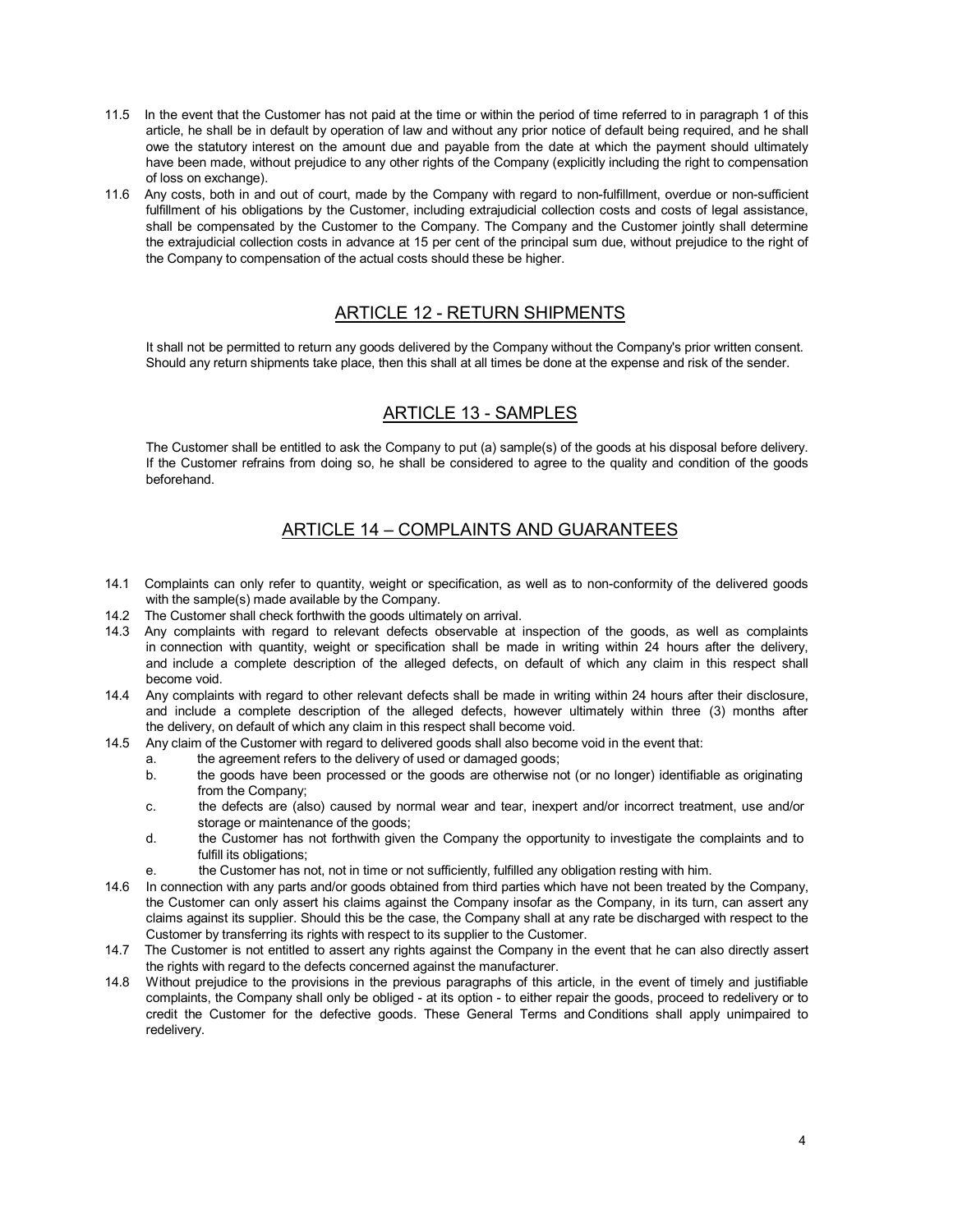11.5 In the event that the Customer has not paid at the time or within the period of time referred to in paragraph 1 of this article, he shall be in default by operation of law and without any prior notice of default being required, and he shall owe the statutory interest on the amount due and payable from the date at which the payment should ultimately have been made, without prejudice to any other rights of the Company (explicitly including the right to compensation of loss on exchange).

11.6 Any costs, both in and out of court, made by the Company with regard to non-fulfillment, overdue or non-sufficient fulfillment of his obligations by the Customer, including extrajudicial collection costs and costs of legal assistance, shall be compensated by the Customer to the Company. The Company and the Customer jointly shall determine the extrajudicial collection costs in advance at 15 per cent of the principal sum due, without prejudice to the right of the Company to compensation of the actual costs should these be higher.

## ARTICLE 12 - RETURN SHIPMENTS

It shall not be permitted to return any goods delivered by the Company without the Company's prior written consent. Should any return shipments take place, then this shall at all times be done at the expense and risk of the sender.

## ARTICLE 13 - SAMPLES

The Customer shall be entitled to ask the Company to put (a) sample(s) of the goods at his disposal before delivery. If the Customer refrains from doing so, he shall be considered to agree to the quality and condition of the goods beforehand.

## ARTICLE 14 – COMPLAINTS AND GUARANTEES

14.1 Complaints can only refer to quantity, weight or specification, as well as to non-conformity of the delivered goods with the sample(s) made available by the Company.

14.2 The Customer shall check forthwith the goods ultimately on arrival.

14.3 Any complaints with regard to relevant defects observable at inspection of the goods, as well as complaints in connection with quantity, weight or specification shall be made in writing within 24 hours after the delivery, and include a complete description of the alleged defects, on default of which any claim in this respect shall become void.

14.4 Any complaints with regard to other relevant defects shall be made in writing within 24 hours after their disclosure, and include a complete description of the alleged defects, however ultimately within three (3) months after the delivery, on default of which any claim in this respect shall become void.

14.5 Any claim of the Customer with regard to delivered goods shall also become void in the event that:
   a. the agreement refers to the delivery of used or damaged goods;
   b. the goods have been processed or the goods are otherwise not (or no longer) identifiable as originating from the Company;
   c. the defects are (also) caused by normal wear and tear, inexpert and/or incorrect treatment, use and/or storage or maintenance of the goods;
   d. the Customer has not forthwith given the Company the opportunity to investigate the complaints and to fulfill its obligations;
   e. the Customer has not, not in time or not sufficiently, fulfilled any obligation resting with him.

14.6 In connection with any parts and/or goods obtained from third parties which have not been treated by the Company, the Customer can only assert his claims against the Company insofar as the Company, in its turn, can assert any claims against its supplier. Should this be the case, the Company shall at any rate be discharged with respect to the Customer by transferring its rights with respect to its supplier to the Customer.

14.7 The Customer is not entitled to assert any rights against the Company in the event that he can also directly assert the rights with regard to the defects concerned against the manufacturer.

14.8 Without prejudice to the provisions in the previous paragraphs of this article, in the event of timely and justifiable complaints, the Company shall only be obliged - at its option - to either repair the goods, proceed to redelivery or to credit the Customer for the defective goods. These General Terms and Conditions shall apply unimpaired to redelivery.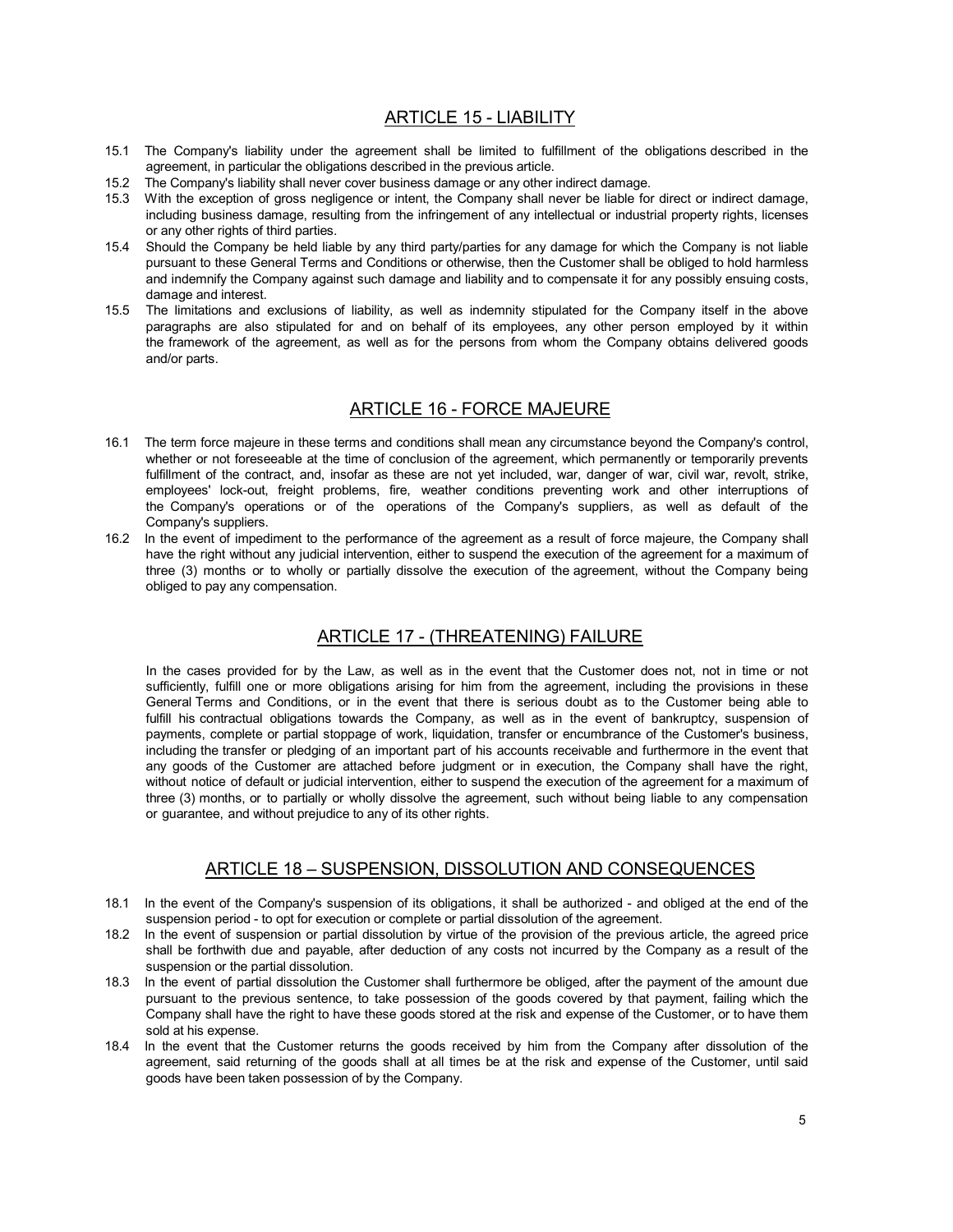## ARTICLE 15 - LIABILITY

15.1 The Company's liability under the agreement shall be limited to fulfillment of the obligations described in the agreement, in particular the obligations described in the previous article.

15.2 The Company's liability shall never cover business damage or any other indirect damage.

15.3 With the exception of gross negligence or intent, the Company shall never be liable for direct or indirect damage, including business damage, resulting from the infringement of any intellectual or industrial property rights, licenses or any other rights of third parties.

15.4 Should the Company be held liable by any third party/parties for any damage for which the Company is not liable pursuant to these General Terms and Conditions or otherwise, then the Customer shall be obliged to hold harmless and indemnify the Company against such damage and liability and to compensate it for any possibly ensuing costs, damage and interest.

15.5 The limitations and exclusions of liability, as well as indemnity stipulated for the Company itself in the above paragraphs are also stipulated for and on behalf of its employees, any other person employed by it within the framework of the agreement, as well as for the persons from whom the Company obtains delivered goods and/or parts.

## ARTICLE 16 - FORCE MAJEURE

16.1 The term force majeure in these terms and conditions shall mean any circumstance beyond the Company's control, whether or not foreseeable at the time of conclusion of the agreement, which permanently or temporarily prevents fulfillment of the contract, and, insofar as these are not yet included, war, danger of war, civil war, revolt, strike, employees' lock-out, freight problems, fire, weather conditions preventing work and other interruptions of the Company's operations or of the operations of the Company's suppliers, as well as default of the Company's suppliers.

16.2 In the event of impediment to the performance of the agreement as a result of force majeure, the Company shall have the right without any judicial intervention, either to suspend the execution of the agreement for a maximum of three (3) months or to wholly or partially dissolve the execution of the agreement, without the Company being obliged to pay any compensation.

## ARTICLE 17 - (THREATENING) FAILURE

In the cases provided for by the Law, as well as in the event that the Customer does not, not in time or not sufficiently, fulfill one or more obligations arising for him from the agreement, including the provisions in these General Terms and Conditions, or in the event that there is serious doubt as to the Customer being able to fulfill his contractual obligations towards the Company, as well as in the event of bankruptcy, suspension of payments, complete or partial stoppage of work, liquidation, transfer or encumbrance of the Customer's business, including the transfer or pledging of an important part of his accounts receivable and furthermore in the event that any goods of the Customer are attached before judgment or in execution, the Company shall have the right, without notice of default or judicial intervention, either to suspend the execution of the agreement for a maximum of three (3) months, or to partially or wholly dissolve the agreement, such without being liable to any compensation or guarantee, and without prejudice to any of its other rights.

## ARTICLE 18 – SUSPENSION, DISSOLUTION AND CONSEQUENCES

18.1 In the event of the Company's suspension of its obligations, it shall be authorized - and obliged at the end of the suspension period - to opt for execution or complete or partial dissolution of the agreement.

18.2 In the event of suspension or partial dissolution by virtue of the provision of the previous article, the agreed price shall be forthwith due and payable, after deduction of any costs not incurred by the Company as a result of the suspension or the partial dissolution.

18.3 In the event of partial dissolution the Customer shall furthermore be obliged, after the payment of the amount due pursuant to the previous sentence, to take possession of the goods covered by that payment, failing which the Company shall have the right to have these goods stored at the risk and expense of the Customer, or to have them sold at his expense.

18.4 In the event that the Customer returns the goods received by him from the Company after dissolution of the agreement, said returning of the goods shall at all times be at the risk and expense of the Customer, until said goods have been taken possession of by the Company.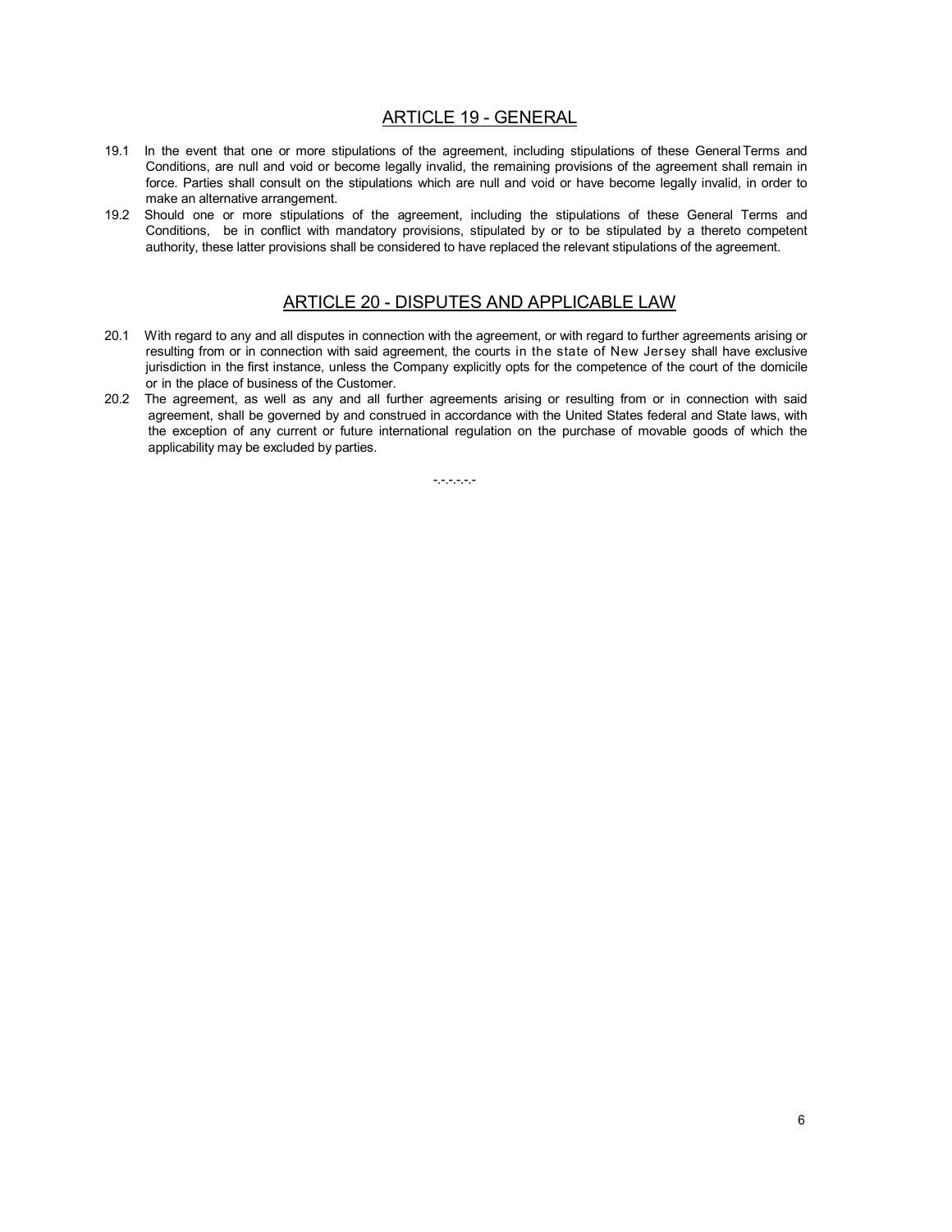## ARTICLE 19 - GENERAL

19.1 In the event that one or more stipulations of the agreement, including stipulations of these General Terms and Conditions, are null and void or become legally invalid, the remaining provisions of the agreement shall remain in force. Parties shall consult on the stipulations which are null and void or have become legally invalid, in order to make an alternative arrangement.

19.2 Should one or more stipulations of the agreement, including the stipulations of these General Terms and Conditions, be in conflict with mandatory provisions, stipulated by or to be stipulated by a thereto competent authority, these latter provisions shall be considered to have replaced the relevant stipulations of the agreement.

## ARTICLE 20 - DISPUTES AND APPLICABLE LAW

20.1 With regard to any and all disputes in connection with the agreement, or with regard to further agreements arising or resulting from or in connection with said agreement, the courts in the state of New Jersey shall have exclusive jurisdiction in the first instance, unless the Company explicitly opts for the competence of the court of the domicile or in the place of business of the Customer.

20.2 The agreement, as well as any and all further agreements arising or resulting from or in connection with said agreement, shall be governed by and construed in accordance with the United States federal and State laws, with the exception of any current or future international regulation on the purchase of movable goods of which the applicability may be excluded by parties.

-.-.-.-.-.-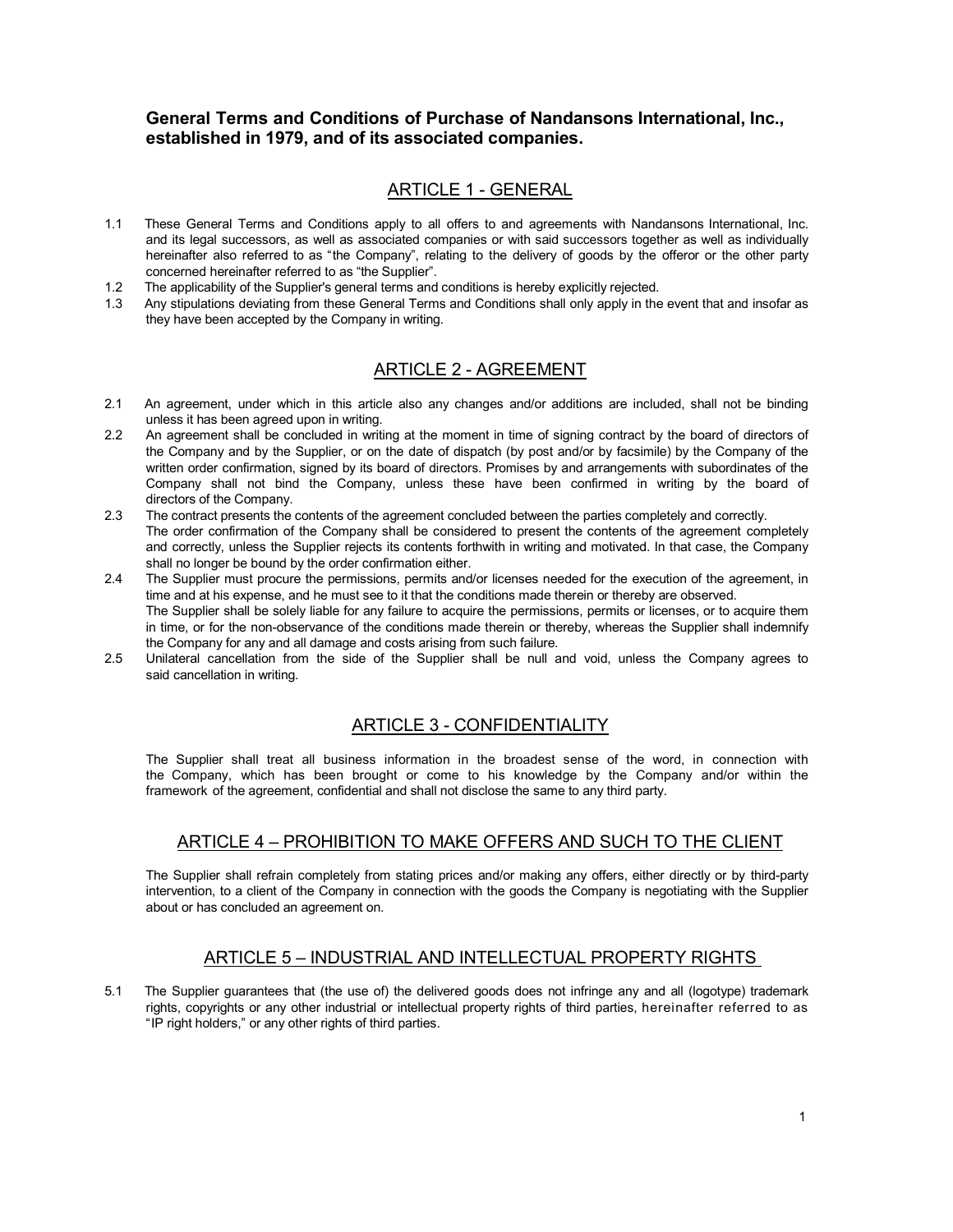## General Terms and Conditions of Purchase of Nandansons International, Inc., established in 1979, and of its associated companies.

### ARTICLE 1 - GENERAL

1.1 These General Terms and Conditions apply to all offers to and agreements with Nandansons International, Inc. and its legal successors, as well as associated companies or with said successors together as well as individually hereinafter also referred to as "the Company", relating to the delivery of goods by the offeror or the other party concerned hereinafter referred to as "the Supplier".

1.2 The applicability of the Supplier's general terms and conditions is hereby explicitly rejected.

1.3 Any stipulations deviating from these General Terms and Conditions shall only apply in the event that and insofar as they have been accepted by the Company in writing.

### ARTICLE 2 - AGREEMENT

2.1 An agreement, under which in this article also any changes and/or additions are included, shall not be binding unless it has been agreed upon in writing.

2.2 An agreement shall be concluded in writing at the moment in time of signing contract by the board of directors of the Company and by the Supplier, or on the date of dispatch (by post and/or by facsimile) by the Company of the written order confirmation, signed by its board of directors. Promises by and arrangements with subordinates of the Company shall not bind the Company, unless these have been confirmed in writing by the board of directors of the Company.

2.3 The contract presents the contents of the agreement concluded between the parties completely and correctly. The order confirmation of the Company shall be considered to present the contents of the agreement completely and correctly, unless the Supplier rejects its contents forthwith in writing and motivated. In that case, the Company shall no longer be bound by the order confirmation either.

2.4 The Supplier must procure the permissions, permits and/or licenses needed for the execution of the agreement, in time and at his expense, and he must see to it that the conditions made therein or thereby are observed. The Supplier shall be solely liable for any failure to acquire the permissions, permits or licenses, or to acquire them in time, or for the non-observance of the conditions made therein or thereby, whereas the Supplier shall indemnify the Company for any and all damage and costs arising from such failure.

2.5 Unilateral cancellation from the side of the Supplier shall be null and void, unless the Company agrees to said cancellation in writing.

### ARTICLE 3 - CONFIDENTIALITY

The Supplier shall treat all business information in the broadest sense of the word, in connection with the Company, which has been brought or come to his knowledge by the Company and/or within the framework of the agreement, confidential and shall not disclose the same to any third party.

### ARTICLE 4 – PROHIBITION TO MAKE OFFERS AND SUCH TO THE CLIENT

The Supplier shall refrain completely from stating prices and/or making any offers, either directly or by third-party intervention, to a client of the Company in connection with the goods the Company is negotiating with the Supplier about or has concluded an agreement on.

### ARTICLE 5 – INDUSTRIAL AND INTELLECTUAL PROPERTY RIGHTS

5.1 The Supplier guarantees that (the use of) the delivered goods does not infringe any and all (logotype) trademark rights, copyrights or any other industrial or intellectual property rights of third parties, hereinafter referred to as "IP right holders," or any other rights of third parties.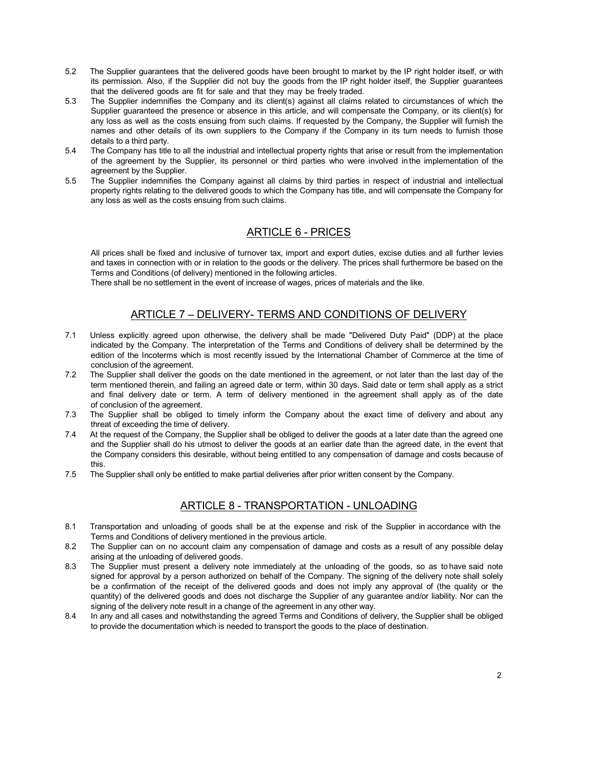5.2 The Supplier guarantees that the delivered goods have been brought to market by the IP right holder itself, or with its permission. Also, if the Supplier did not buy the goods from the IP right holder itself, the Supplier guarantees that the delivered goods are fit for sale and that they may be freely traded.

5.3 The Supplier indemnifies the Company and its client(s) against all claims related to circumstances of which the Supplier guaranteed the presence or absence in this article, and will compensate the Company, or its client(s) for any loss as well as the costs ensuing from such claims. If requested by the Company, the Supplier will furnish the names and other details of its own suppliers to the Company if the Company in its turn needs to furnish those details to a third party.

5.4 The Company has title to all the industrial and intellectual property rights that arise or result from the implementation of the agreement by the Supplier, its personnel or third parties who were involved in the implementation of the agreement by the Supplier.

5.5 The Supplier indemnifies the Company against all claims by third parties in respect of industrial and intellectual property rights relating to the delivered goods to which the Company has title, and will compensate the Company for any loss as well as the costs ensuing from such claims.

## ARTICLE 6 - PRICES

All prices shall be fixed and inclusive of turnover tax, import and export duties, excise duties and all further levies and taxes in connection with or in relation to the goods or the delivery. The prices shall furthermore be based on the Terms and Conditions (of delivery) mentioned in the following articles.
There shall be no settlement in the event of increase of wages, prices of materials and the like.

## ARTICLE 7 – DELIVERY- TERMS AND CONDITIONS OF DELIVERY

7.1 Unless explicitly agreed upon otherwise, the delivery shall be made "Delivered Duty Paid" (DDP) at the place indicated by the Company. The interpretation of the Terms and Conditions of delivery shall be determined by the edition of the Incoterms which is most recently issued by the International Chamber of Commerce at the time of conclusion of the agreement.

7.2 The Supplier shall deliver the goods on the date mentioned in the agreement, or not later than the last day of the term mentioned therein, and failing an agreed date or term, within 30 days. Said date or term shall apply as a strict and final delivery date or term. A term of delivery mentioned in the agreement shall apply as of the date of conclusion of the agreement.

7.3 The Supplier shall be obliged to timely inform the Company about the exact time of delivery and about any threat of exceeding the time of delivery.

7.4 At the request of the Company, the Supplier shall be obliged to deliver the goods at a later date than the agreed one and the Supplier shall do his utmost to deliver the goods at an earlier date than the agreed date, in the event that the Company considers this desirable, without being entitled to any compensation of damage and costs because of this.

7.5 The Supplier shall only be entitled to make partial deliveries after prior written consent by the Company.

## ARTICLE 8 - TRANSPORTATION - UNLOADING

8.1 Transportation and unloading of goods shall be at the expense and risk of the Supplier in accordance with the Terms and Conditions of delivery mentioned in the previous article.

8.2 The Supplier can on no account claim any compensation of damage and costs as a result of any possible delay arising at the unloading of delivered goods.

8.3 The Supplier must present a delivery note immediately at the unloading of the goods, so as to have said note signed for approval by a person authorized on behalf of the Company. The signing of the delivery note shall solely be a confirmation of the receipt of the delivered goods and does not imply any approval of (the quality or the quantity) of the delivered goods and does not discharge the Supplier of any guarantee and/or liability. Nor can the signing of the delivery note result in a change of the agreement in any other way.

8.4 In any and all cases and notwithstanding the agreed Terms and Conditions of delivery, the Supplier shall be obliged to provide the documentation which is needed to transport the goods to the place of destination.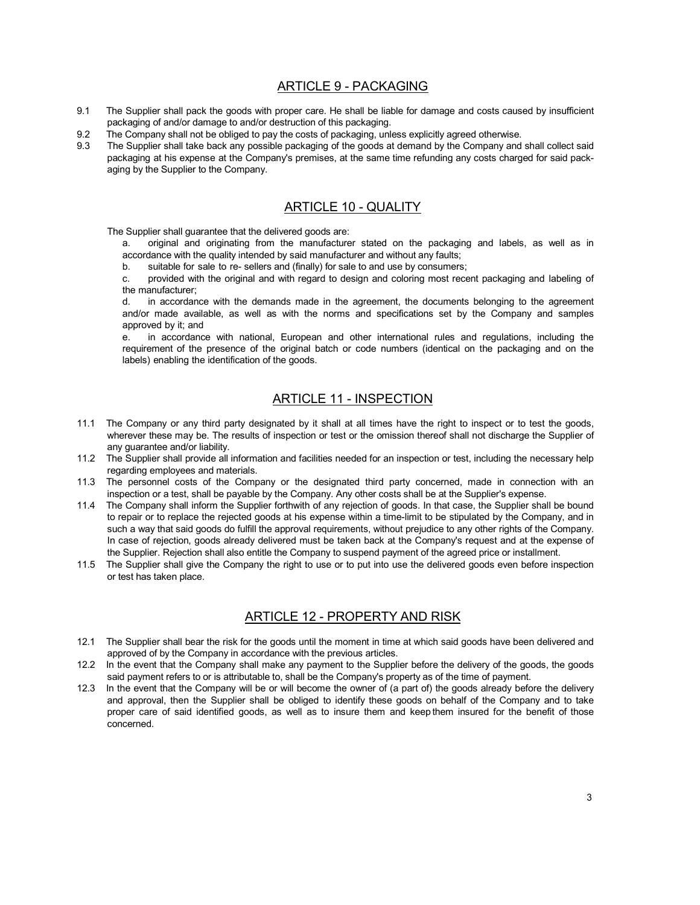## ARTICLE 9 - PACKAGING

9.1 The Supplier shall pack the goods with proper care. He shall be liable for damage and costs caused by insufficient packaging of and/or damage to and/or destruction of this packaging.

9.2 The Company shall not be obliged to pay the costs of packaging, unless explicitly agreed otherwise.

9.3 The Supplier shall take back any possible packaging of the goods at demand by the Company and shall collect said packaging at his expense at the Company's premises, at the same time refunding any costs charged for said packaging by the Supplier to the Company.

## ARTICLE 10 - QUALITY

The Supplier shall guarantee that the delivered goods are:

a. original and originating from the manufacturer stated on the packaging and labels, as well as in accordance with the quality intended by said manufacturer and without any faults;

b. suitable for sale to re- sellers and (finally) for sale to and use by consumers;

c. provided with the original and with regard to design and coloring most recent packaging and labeling of the manufacturer;

d. in accordance with the demands made in the agreement, the documents belonging to the agreement and/or made available, as well as with the norms and specifications set by the Company and samples approved by it; and

e. in accordance with national, European and other international rules and regulations, including the requirement of the presence of the original batch or code numbers (identical on the packaging and on the labels) enabling the identification of the goods.

## ARTICLE 11 - INSPECTION

11.1 The Company or any third party designated by it shall at all times have the right to inspect or to test the goods, wherever these may be. The results of inspection or test or the omission thereof shall not discharge the Supplier of any guarantee and/or liability.

11.2 The Supplier shall provide all information and facilities needed for an inspection or test, including the necessary help regarding employees and materials.

11.3 The personnel costs of the Company or the designated third party concerned, made in connection with an inspection or a test, shall be payable by the Company. Any other costs shall be at the Supplier's expense.

11.4 The Company shall inform the Supplier forthwith of any rejection of goods. In that case, the Supplier shall be bound to repair or to replace the rejected goods at his expense within a time-limit to be stipulated by the Company, and in such a way that said goods do fulfill the approval requirements, without prejudice to any other rights of the Company. In case of rejection, goods already delivered must be taken back at the Company's request and at the expense of the Supplier. Rejection shall also entitle the Company to suspend payment of the agreed price or installment.

11.5 The Supplier shall give the Company the right to use or to put into use the delivered goods even before inspection or test has taken place.

## ARTICLE 12 - PROPERTY AND RISK

12.1 The Supplier shall bear the risk for the goods until the moment in time at which said goods have been delivered and approved of by the Company in accordance with the previous articles.

12.2 In the event that the Company shall make any payment to the Supplier before the delivery of the goods, the goods said payment refers to or is attributable to, shall be the Company's property as of the time of payment.

12.3 In the event that the Company will be or will become the owner of (a part of) the goods already before the delivery and approval, then the Supplier shall be obliged to identify these goods on behalf of the Company and to take proper care of said identified goods, as well as to insure them and keep them insured for the benefit of those concerned.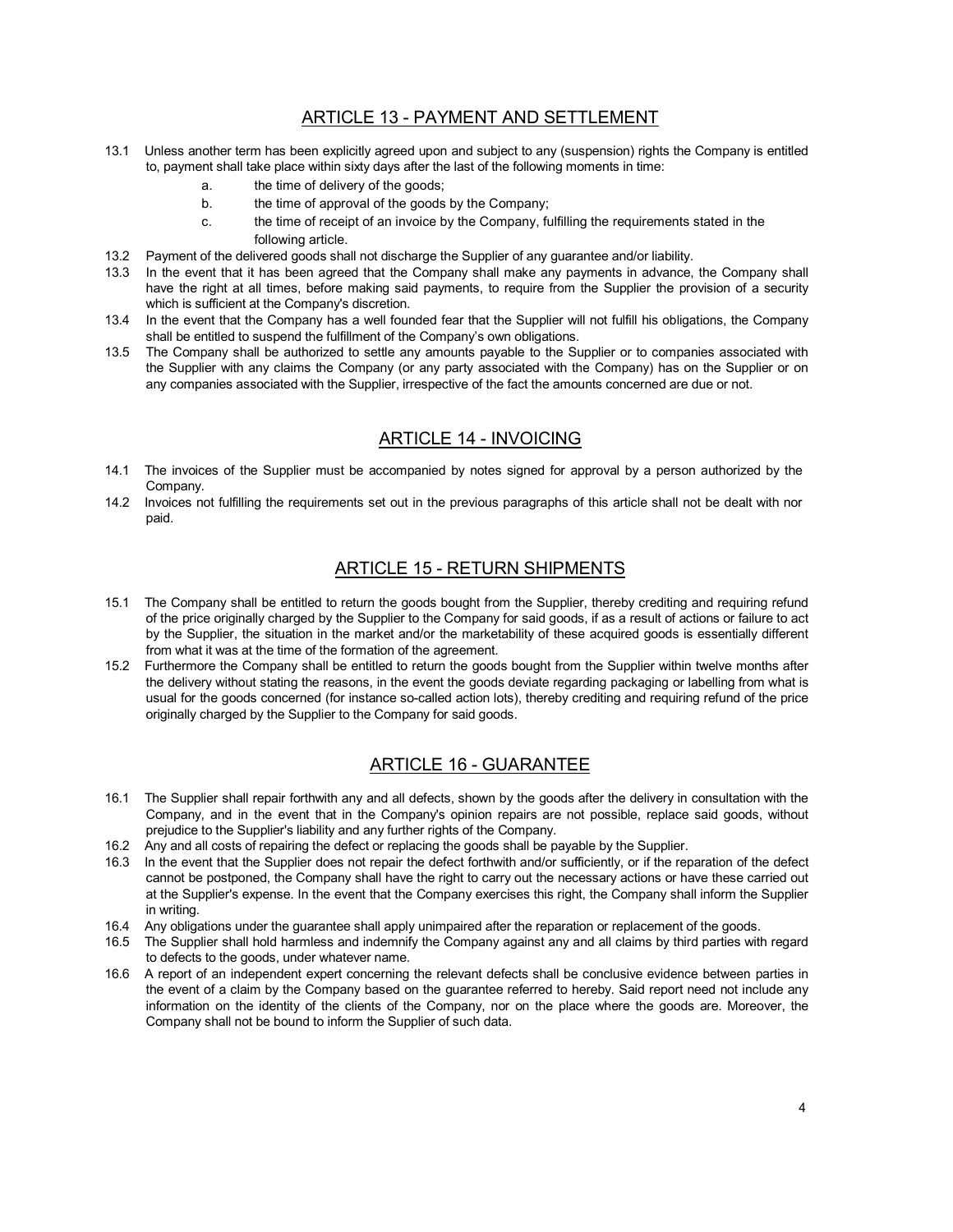## ARTICLE 13 - PAYMENT AND SETTLEMENT

13.1 Unless another term has been explicitly agreed upon and subject to any (suspension) rights the Company is entitled to, payment shall take place within sixty days after the last of the following moments in time:

a. the time of delivery of the goods;

b. the time of approval of the goods by the Company;

c. the time of receipt of an invoice by the Company, fulfilling the requirements stated in the following article.

13.2 Payment of the delivered goods shall not discharge the Supplier of any guarantee and/or liability.

13.3 In the event that it has been agreed that the Company shall make any payments in advance, the Company shall have the right at all times, before making said payments, to require from the Supplier the provision of a security which is sufficient at the Company's discretion.

13.4 In the event that the Company has a well founded fear that the Supplier will not fulfill his obligations, the Company shall be entitled to suspend the fulfillment of the Company's own obligations.

13.5 The Company shall be authorized to settle any amounts payable to the Supplier or to companies associated with the Supplier with any claims the Company (or any party associated with the Company) has on the Supplier or on any companies associated with the Supplier, irrespective of the fact the amounts concerned are due or not.

## ARTICLE 14 - INVOICING

14.1 The invoices of the Supplier must be accompanied by notes signed for approval by a person authorized by the Company.

14.2 Invoices not fulfilling the requirements set out in the previous paragraphs of this article shall not be dealt with nor paid.

## ARTICLE 15 - RETURN SHIPMENTS

15.1 The Company shall be entitled to return the goods bought from the Supplier, thereby crediting and requiring refund of the price originally charged by the Supplier to the Company for said goods, if as a result of actions or failure to act by the Supplier, the situation in the market and/or the marketability of these acquired goods is essentially different from what it was at the time of the formation of the agreement.

15.2 Furthermore the Company shall be entitled to return the goods bought from the Supplier within twelve months after the delivery without stating the reasons, in the event the goods deviate regarding packaging or labelling from what is usual for the goods concerned (for instance so-called action lots), thereby crediting and requiring refund of the price originally charged by the Supplier to the Company for said goods.

## ARTICLE 16 - GUARANTEE

16.1 The Supplier shall repair forthwith any and all defects, shown by the goods after the delivery in consultation with the Company, and in the event that in the Company's opinion repairs are not possible, replace said goods, without prejudice to the Supplier's liability and any further rights of the Company.

16.2 Any and all costs of repairing the defect or replacing the goods shall be payable by the Supplier.

16.3 In the event that the Supplier does not repair the defect forthwith and/or sufficiently, or if the reparation of the defect cannot be postponed, the Company shall have the right to carry out the necessary actions or have these carried out at the Supplier's expense. In the event that the Company exercises this right, the Company shall inform the Supplier in writing.

16.4 Any obligations under the guarantee shall apply unimpaired after the reparation or replacement of the goods.

16.5 The Supplier shall hold harmless and indemnify the Company against any and all claims by third parties with regard to defects to the goods, under whatever name.

16.6 A report of an independent expert concerning the relevant defects shall be conclusive evidence between parties in the event of a claim by the Company based on the guarantee referred to hereby. Said report need not include any information on the identity of the clients of the Company, nor on the place where the goods are. Moreover, the Company shall not be bound to inform the Supplier of such data.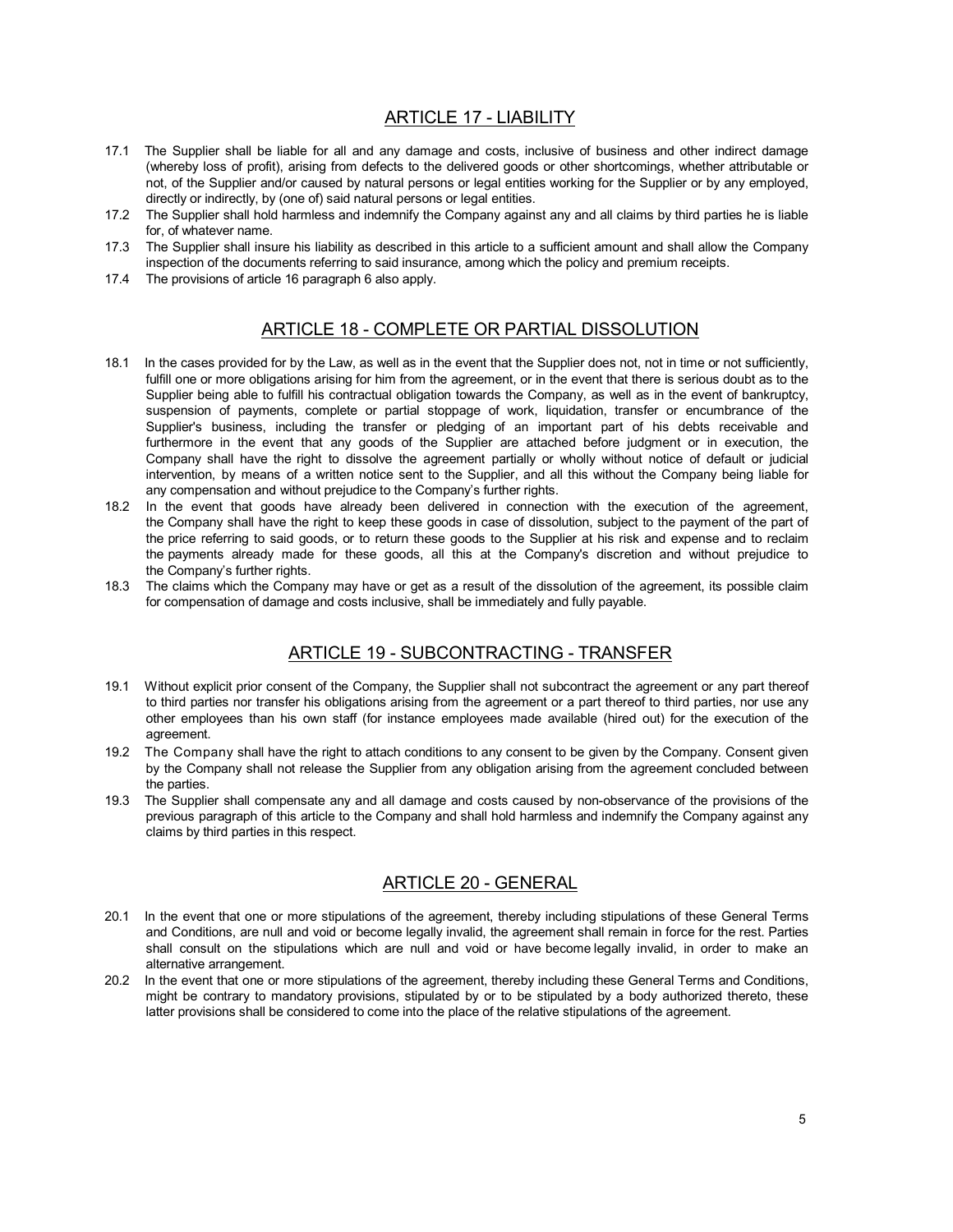## ARTICLE 17 - LIABILITY

17.1 The Supplier shall be liable for all and any damage and costs, inclusive of business and other indirect damage (whereby loss of profit), arising from defects to the delivered goods or other shortcomings, whether attributable or not, of the Supplier and/or caused by natural persons or legal entities working for the Supplier or by any employed, directly or indirectly, by (one of) said natural persons or legal entities.

17.2 The Supplier shall hold harmless and indemnify the Company against any and all claims by third parties he is liable for, of whatever name.

17.3 The Supplier shall insure his liability as described in this article to a sufficient amount and shall allow the Company inspection of the documents referring to said insurance, among which the policy and premium receipts.

17.4 The provisions of article 16 paragraph 6 also apply.

## ARTICLE 18 - COMPLETE OR PARTIAL DISSOLUTION

18.1 In the cases provided for by the Law, as well as in the event that the Supplier does not, not in time or not sufficiently, fulfill one or more obligations arising for him from the agreement, or in the event that there is serious doubt as to the Supplier being able to fulfill his contractual obligation towards the Company, as well as in the event of bankruptcy, suspension of payments, complete or partial stoppage of work, liquidation, transfer or encumbrance of the Supplier's business, including the transfer or pledging of an important part of his debts receivable and furthermore in the event that any goods of the Supplier are attached before judgment or in execution, the Company shall have the right to dissolve the agreement partially or wholly without notice of default or judicial intervention, by means of a written notice sent to the Supplier, and all this without the Company being liable for any compensation and without prejudice to the Company's further rights.

18.2 In the event that goods have already been delivered in connection with the execution of the agreement, the Company shall have the right to keep these goods in case of dissolution, subject to the payment of the part of the price referring to said goods, or to return these goods to the Supplier at his risk and expense and to reclaim the payments already made for these goods, all this at the Company's discretion and without prejudice to the Company's further rights.

18.3 The claims which the Company may have or get as a result of the dissolution of the agreement, its possible claim for compensation of damage and costs inclusive, shall be immediately and fully payable.

## ARTICLE 19 - SUBCONTRACTING - TRANSFER

19.1 Without explicit prior consent of the Company, the Supplier shall not subcontract the agreement or any part thereof to third parties nor transfer his obligations arising from the agreement or a part thereof to third parties, nor use any other employees than his own staff (for instance employees made available (hired out) for the execution of the agreement.

19.2 The Company shall have the right to attach conditions to any consent to be given by the Company. Consent given by the Company shall not release the Supplier from any obligation arising from the agreement concluded between the parties.

19.3 The Supplier shall compensate any and all damage and costs caused by non-observance of the provisions of the previous paragraph of this article to the Company and shall hold harmless and indemnify the Company against any claims by third parties in this respect.

## ARTICLE 20 - GENERAL

20.1 In the event that one or more stipulations of the agreement, thereby including stipulations of these General Terms and Conditions, are null and void or become legally invalid, the agreement shall remain in force for the rest. Parties shall consult on the stipulations which are null and void or have become legally invalid, in order to make an alternative arrangement.

20.2 In the event that one or more stipulations of the agreement, thereby including these General Terms and Conditions, might be contrary to mandatory provisions, stipulated by or to be stipulated by a body authorized thereto, these latter provisions shall be considered to come into the place of the relative stipulations of the agreement.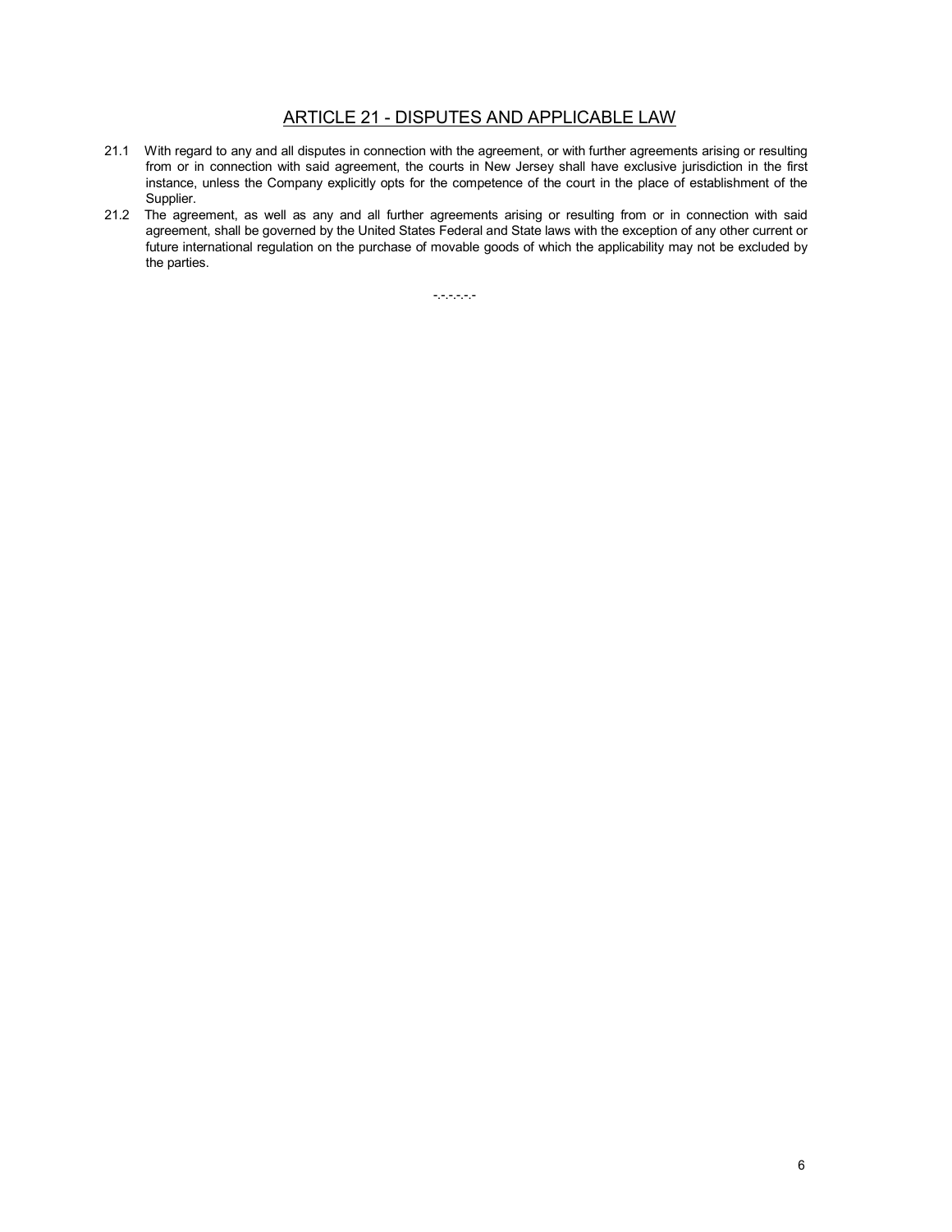## ARTICLE 21 - DISPUTES AND APPLICABLE LAW

21.1 With regard to any and all disputes in connection with the agreement, or with further agreements arising or resulting from or in connection with said agreement, the courts in New Jersey shall have exclusive jurisdiction in the first instance, unless the Company explicitly opts for the competence of the court in the place of establishment of the Supplier.

21.2 The agreement, as well as any and all further agreements arising or resulting from or in connection with said agreement, shall be governed by the United States Federal and State laws with the exception of any other current or future international regulation on the purchase of movable goods of which the applicability may not be excluded by the parties.

-.-.-.-.-.-